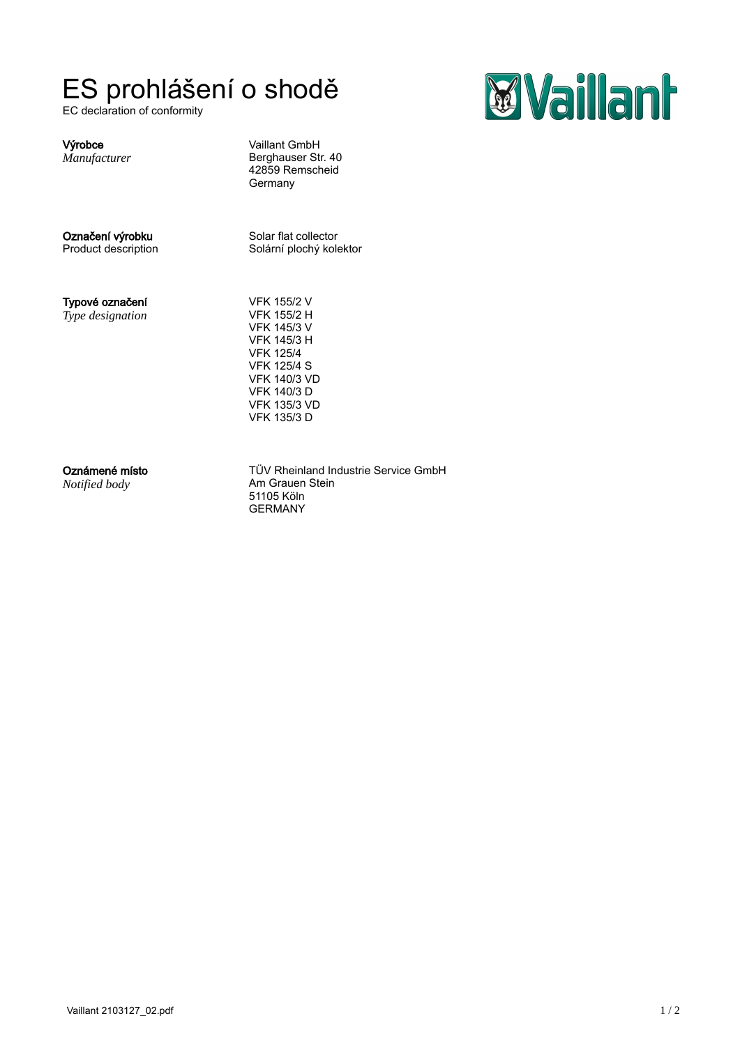# ES prohlášení o shodě

EC declaration of conformity

**Výrobce**
*Manufacturer*

Vaillant GmbH
Berghauser Str. 40
42859 Remscheid
Germany

**Označení výrobku**
Product description

Solar flat collector
Solární plochý kolektor

**Typové označení**
*Type designation*

VFK 155/2 V
VFK 155/2 H
VFK 145/3 V
VFK 145/3 H
VFK 125/4
VFK 125/4 S
VFK 140/3 VD
VFK 140/3 D
VFK 135/3 VD
VFK 135/3 D

**Oznámené místo**
*Notified body*

TÜV Rheinland Industrie Service GmbH
Am Grauen Stein
51105 Köln
GERMANY

Vaillant 2103127_02.pdf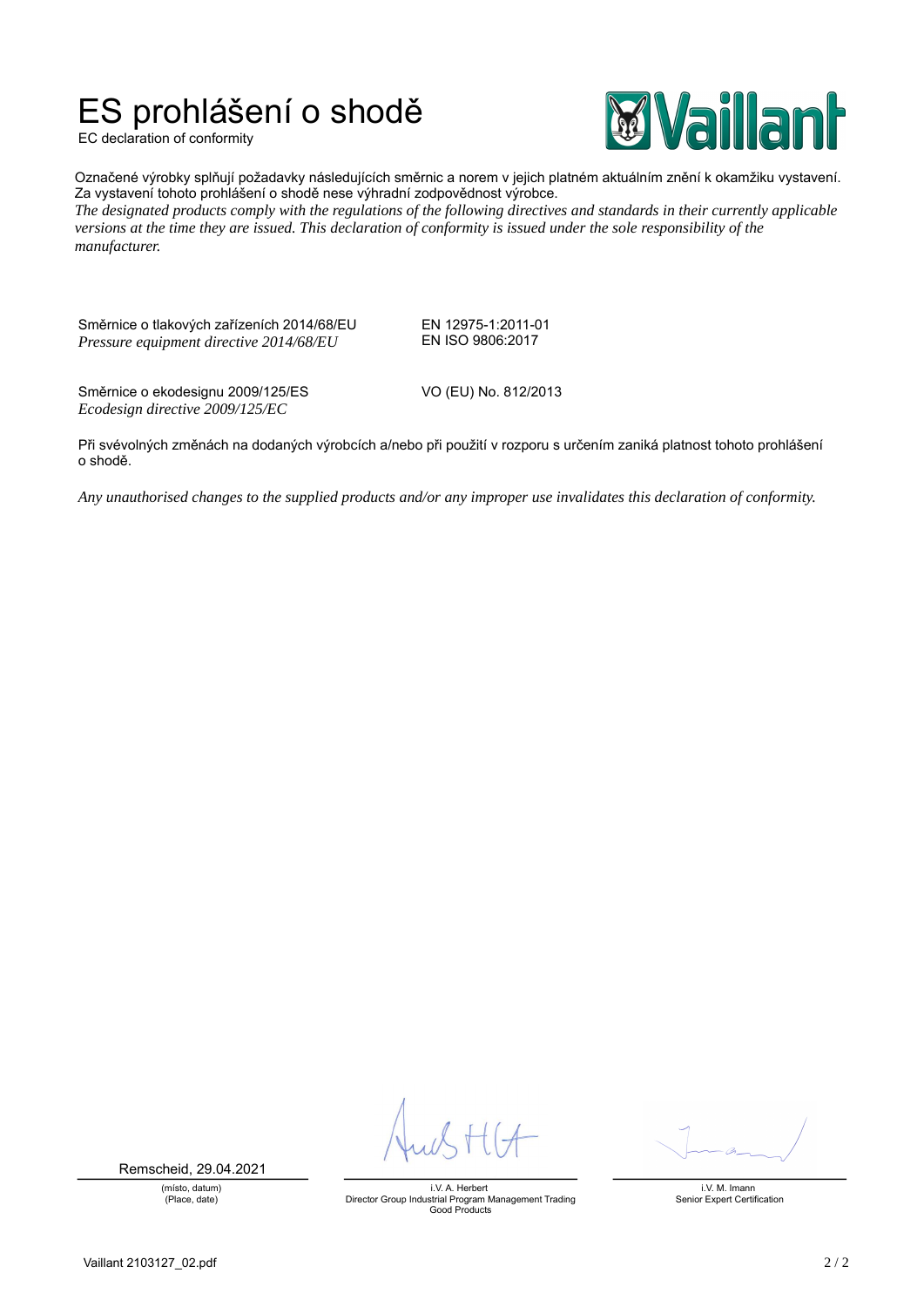# ES prohlášení o shodě

EC declaration of conformity

Označené výrobky splňují požadavky následujících směrnic a norem v jejich platném aktuálním znění k okamžiku vystavení. Za vystavení tohoto prohlášení o shodě nese výhradní zodpovědnost výrobce.

*The designated products comply with the regulations of the following directives and standards in their currently applicable versions at the time they are issued. This declaration of conformity is issued under the sole responsibility of the manufacturer.*

| | |
|---|---|
| Směrnice o tlakových zařízeních 2014/68/EU<br>*Pressure equipment directive 2014/68/EU* | EN 12975-1:2011-01<br>EN ISO 9806:2017 |
| Směrnice o ekodesignu 2009/125/ES<br>*Ecodesign directive 2009/125/EC* | VO (EU) No. 812/2013 |

Při svévolných změnách na dodaných výrobcích a/nebo při použití v rozporu s určením zaniká platnost tohoto prohlášení o shodě.

*Any unauthorised changes to the supplied products and/or any improper use invalidates this declaration of conformity.*

| | | |
|---|---|---|
| Remscheid, 29.04.2021 | | |
| (místo, datum)<br>(Place, date) | i.V. A. Herbert<br>Director Group Industrial Program Management Trading Good Products | i.V. M. Imann<br>Senior Expert Certification |

Vaillant 2103127_02.pdf